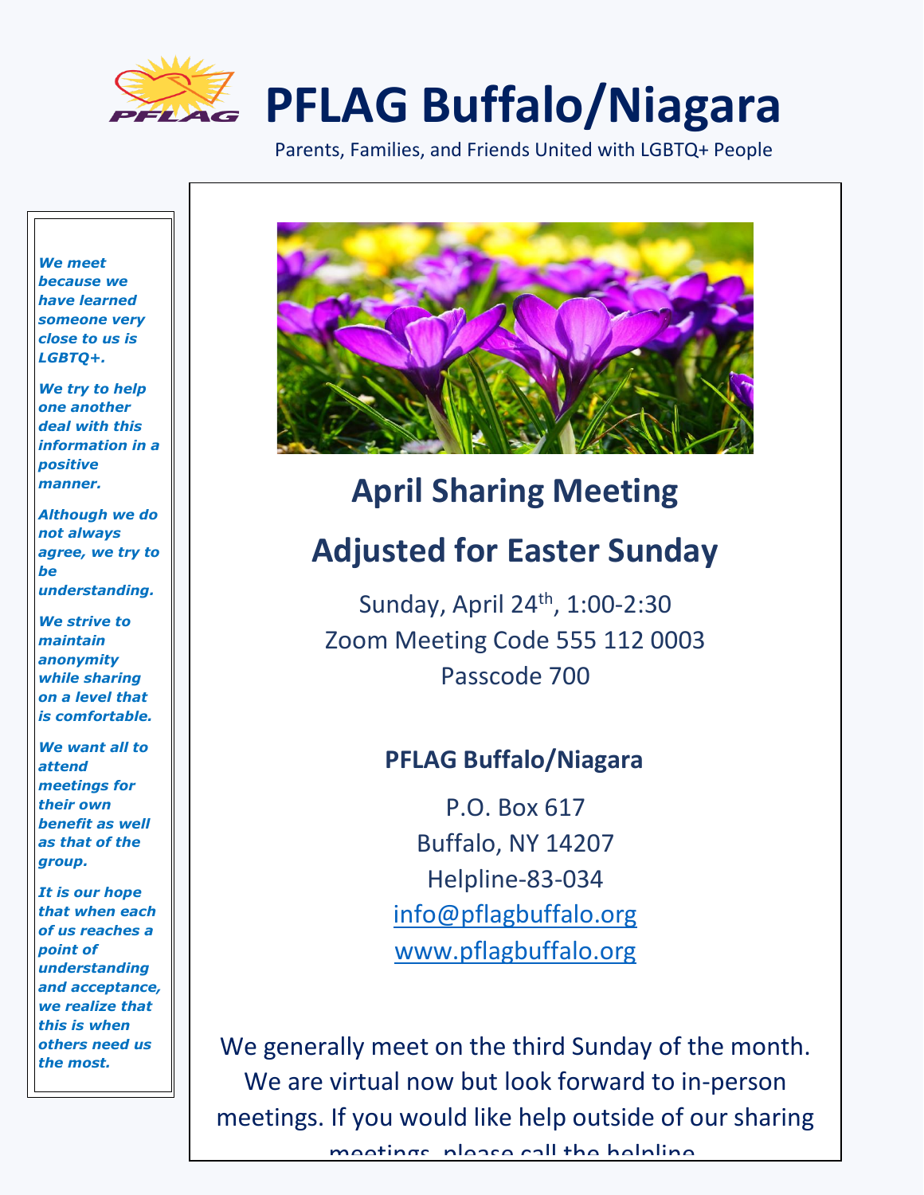# PFLAG Buffalo/Niagara

Parents, Families, and Friends United with LGBTQ+ People

***We meet because we have learned someone very close to us is LGBTQ+.***

***We try to help one another deal with this information in a positive manner.***

***Although we do not always agree, we try to be understanding.***

***We strive to maintain anonymity while sharing on a level that is comfortable.***

***We want all to attend meetings for their own benefit as well as that of the group.***

***It is our hope that when each of us reaches a point of understanding and acceptance, we realize that this is when others need us the most.***

## April Sharing Meeting

## Adjusted for Easter Sunday

Sunday, April 24th, 1:00-2:30
Zoom Meeting Code 555 112 0003
Passcode 700

### PFLAG Buffalo/Niagara

P.O. Box 617
Buffalo, NY 14207
Helpline-83-034
info@pflagbuffalo.org
www.pflagbuffalo.org

We generally meet on the third Sunday of the month. We are virtual now but look forward to in-person meetings. If you would like help outside of our sharing meetings, please call the helpline.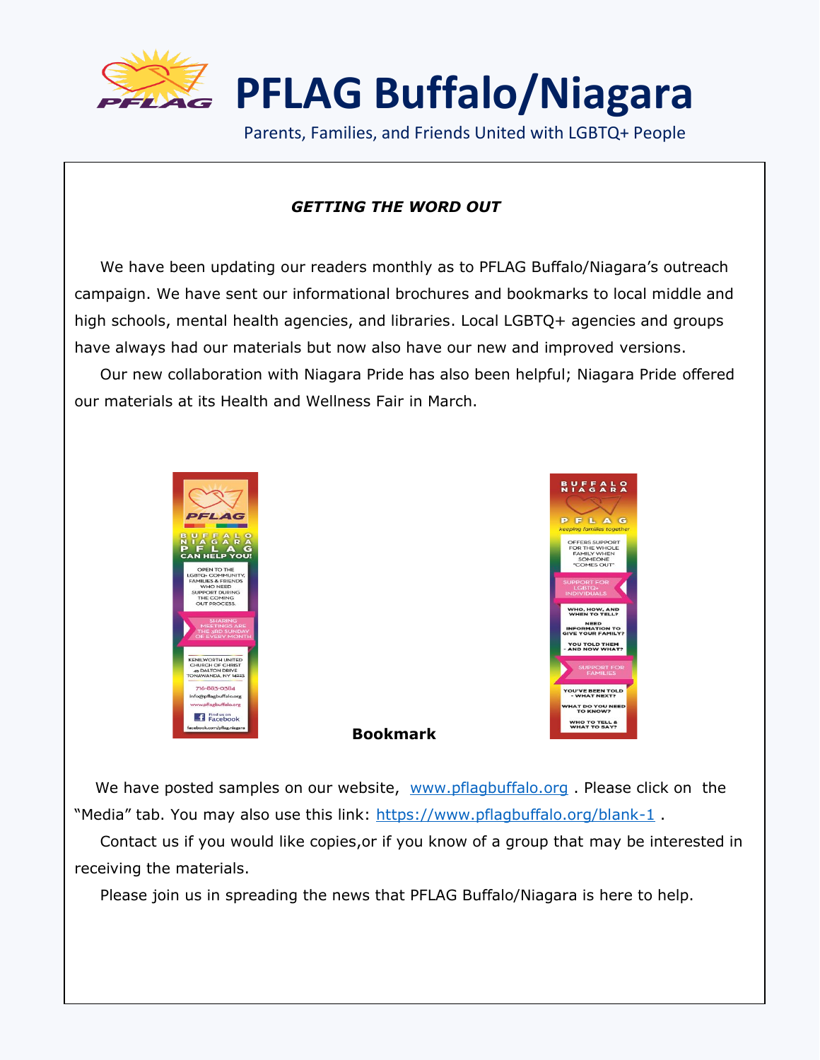# PFLAG Buffalo/Niagara

Parents, Families, and Friends United with LGBTQ+ People

## *GETTING THE WORD OUT*

We have been updating our readers monthly as to PFLAG Buffalo/Niagara's outreach campaign. We have sent our informational brochures and bookmarks to local middle and high schools, mental health agencies, and libraries. Local LGBTQ+ agencies and groups have always had our materials but now also have our new and improved versions.

Our new collaboration with Niagara Pride has also been helpful; Niagara Pride offered our materials at its Health and Wellness Fair in March.

**Bookmark**

We have posted samples on our website, www.pflagbuffalo.org . Please click on the "Media" tab. You may also use this link: https://www.pflagbuffalo.org/blank-1 .

Contact us if you would like copies,or if you know of a group that may be interested in receiving the materials.

Please join us in spreading the news that PFLAG Buffalo/Niagara is here to help.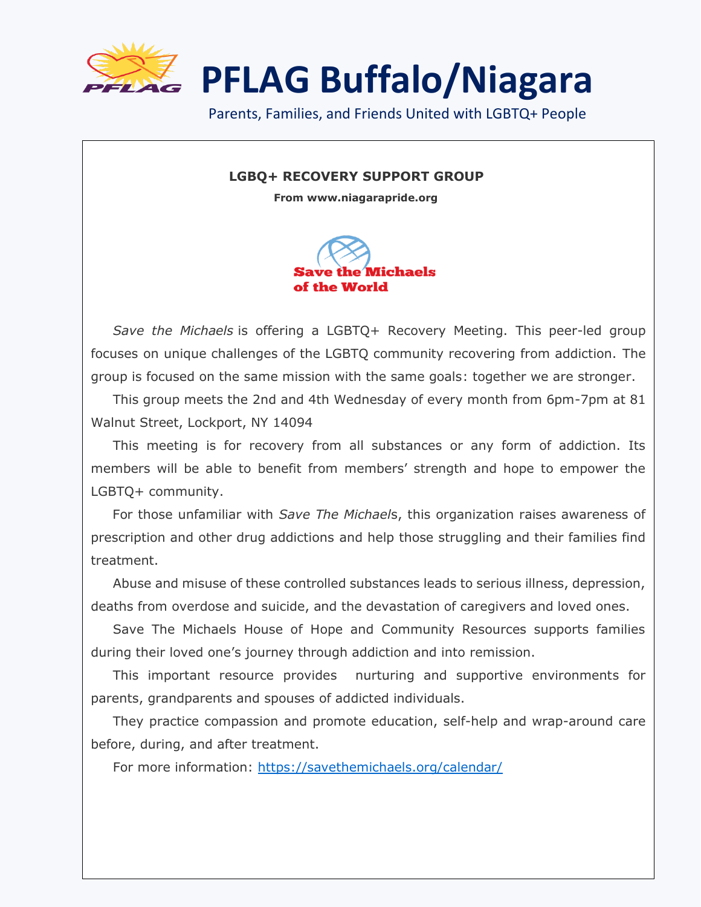# PFLAG Buffalo/Niagara

Parents, Families, and Friends United with LGBTQ+ People

**LGBQ+ RECOVERY SUPPORT GROUP**

**From www.niagarapride.org**

Save the Michaels of the World

*Save the Michaels* is offering a LGBTQ+ Recovery Meeting. This peer-led group focuses on unique challenges of the LGBTQ community recovering from addiction. The group is focused on the same mission with the same goals: together we are stronger.

This group meets the 2nd and 4th Wednesday of every month from 6pm-7pm at 81 Walnut Street, Lockport, NY 14094

This meeting is for recovery from all substances or any form of addiction. Its members will be able to benefit from members' strength and hope to empower the LGBTQ+ community.

For those unfamiliar with *Save The Michael*s, this organization raises awareness of prescription and other drug addictions and help those struggling and their families find treatment.

Abuse and misuse of these controlled substances leads to serious illness, depression, deaths from overdose and suicide, and the devastation of caregivers and loved ones.

Save The Michaels House of Hope and Community Resources supports families during their loved one's journey through addiction and into remission.

This important resource provides nurturing and supportive environments for parents, grandparents and spouses of addicted individuals.

They practice compassion and promote education, self-help and wrap-around care before, during, and after treatment.

For more information: https://savethemichaels.org/calendar/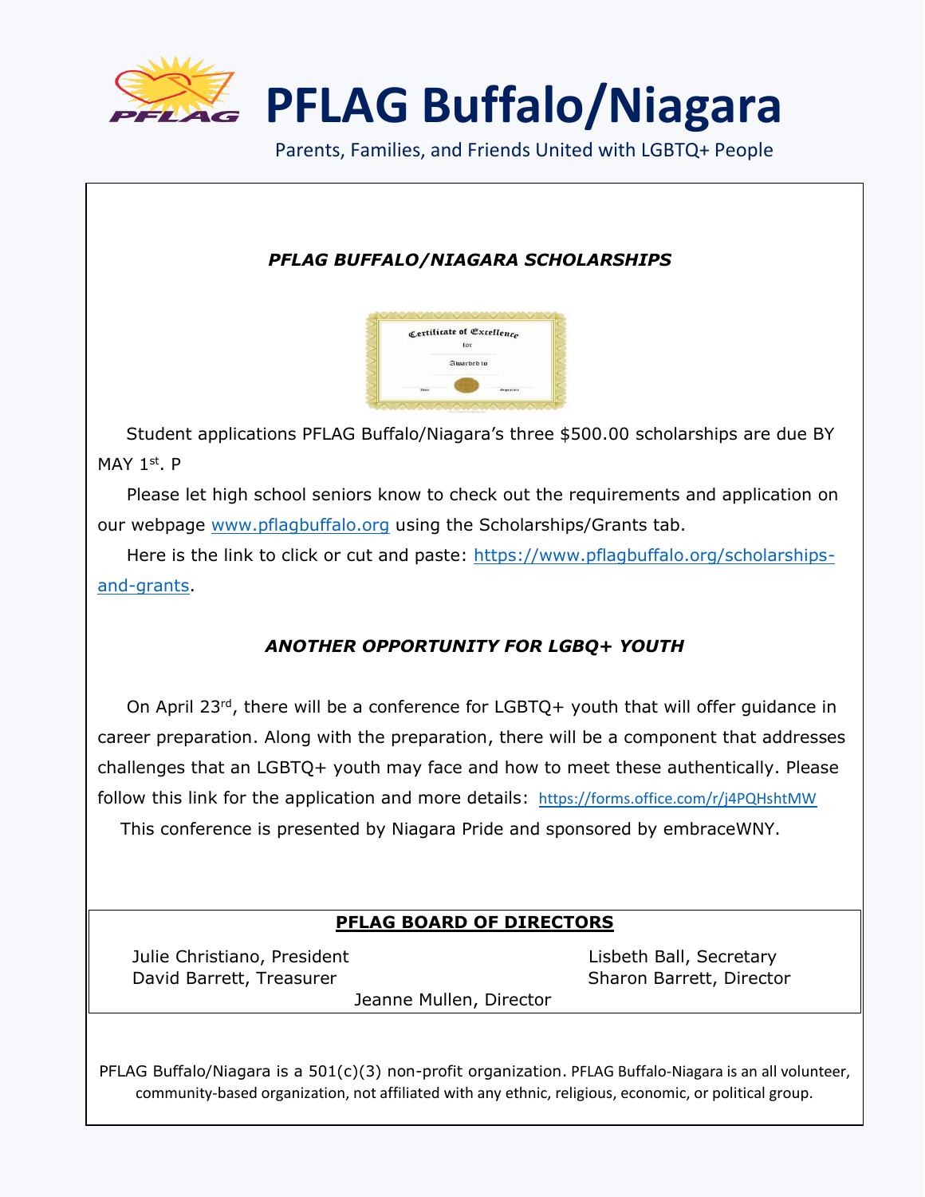# PFLAG Buffalo/Niagara

Parents, Families, and Friends United with LGBTQ+ People

***PFLAG BUFFALO/NIAGARA SCHOLARSHIPS***

Student applications PFLAG Buffalo/Niagara's three $500.00 scholarships are due BY MAY 1st. P

Please let high school seniors know to check out the requirements and application on our webpage www.pflagbuffalo.org using the Scholarships/Grants tab.

Here is the link to click or cut and paste: https://www.pflagbuffalo.org/scholarships-and-grants.

***ANOTHER OPPORTUNITY FOR LGBQ+ YOUTH***

On April 23rd, there will be a conference for LGBTQ+ youth that will offer guidance in career preparation. Along with the preparation, there will be a component that addresses challenges that an LGBTQ+ youth may face and how to meet these authentically. Please follow this link for the application and more details: https://forms.office.com/r/j4PQHshtMW

This conference is presented by Niagara Pride and sponsored by embraceWNY.

**PFLAG BOARD OF DIRECTORS**

Julie Christiano, President
Lisbeth Ball, Secretary
David Barrett, Treasurer
Sharon Barrett, Director
Jeanne Mullen, Director

PFLAG Buffalo/Niagara is a 501(c)(3) non-profit organization. PFLAG Buffalo-Niagara is an all volunteer, community-based organization, not affiliated with any ethnic, religious, economic, or political group.